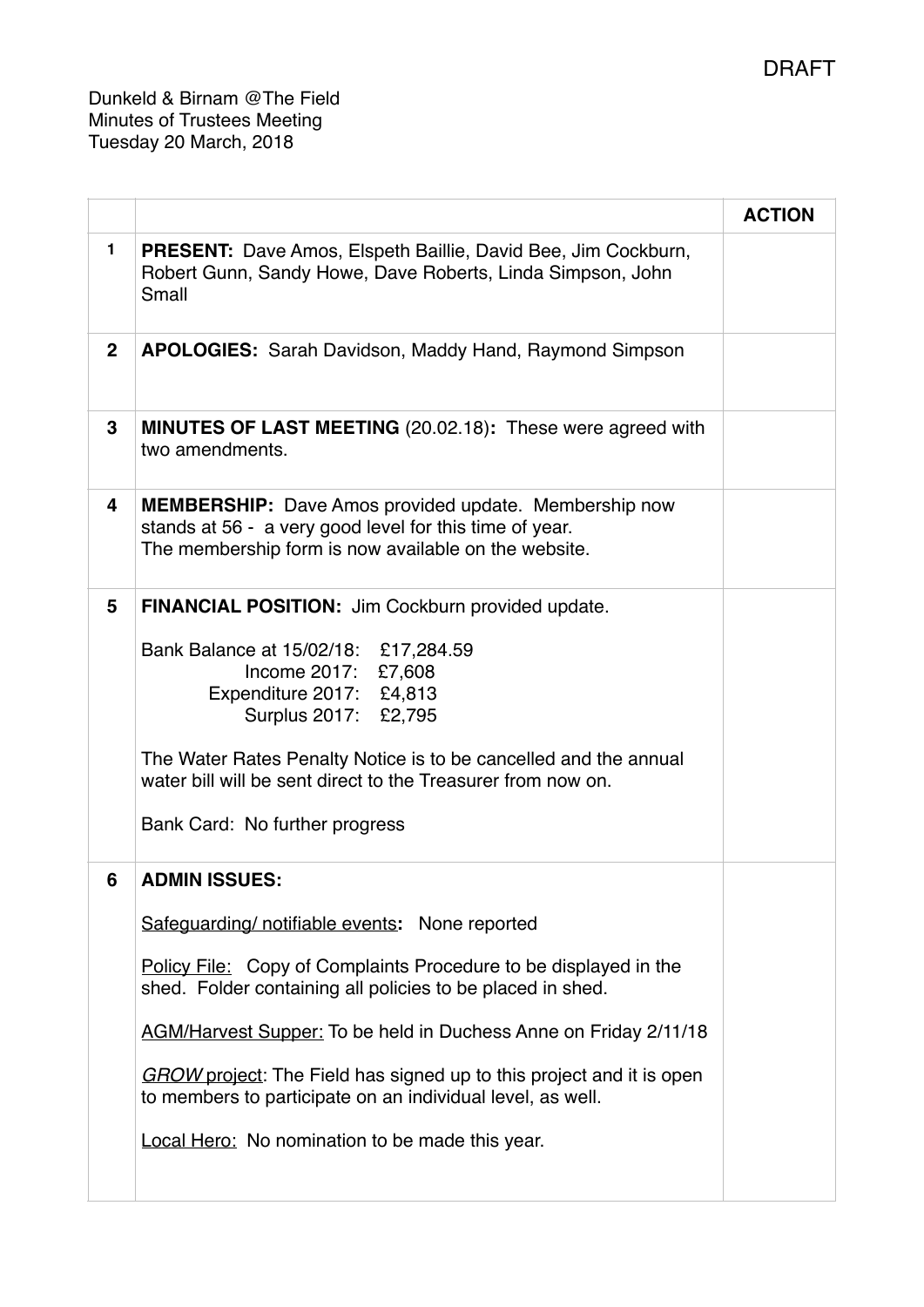DRAFT

Dunkeld & Birnam @The Field
Minutes of Trustees Meeting
Tuesday 20 March, 2018

| | | ACTION |
|---|---|---|
| 1 | **PRESENT:** Dave Amos, Elspeth Baillie, David Bee, Jim Cockburn, Robert Gunn, Sandy Howe, Dave Roberts, Linda Simpson, John Small | |
| 2 | **APOLOGIES:** Sarah Davidson, Maddy Hand, Raymond Simpson | |
| 3 | **MINUTES OF LAST MEETING** (20.02.18)**:** These were agreed with two amendments. | |
| 4 | **MEMBERSHIP:** Dave Amos provided update. Membership now stands at 56 - a very good level for this time of year.<br>The membership form is now available on the website. | |
| 5 | **FINANCIAL POSITION:** Jim Cockburn provided update.<br><br>Bank Balance at 15/02/18: £17,284.59<br>Income 2017: £7,608<br>Expenditure 2017: £4,813<br>Surplus 2017: £2,795<br><br>The Water Rates Penalty Notice is to be cancelled and the annual water bill will be sent direct to the Treasurer from now on.<br><br>Bank Card: No further progress | |
| 6 | **ADMIN ISSUES:**<br><br><u>Safeguarding/ notifiable events</u>**:** None reported<br><br><u>Policy File:</u> Copy of Complaints Procedure to be displayed in the shed. Folder containing all policies to be placed in shed.<br><br><u>AGM/Harvest Supper:</u> To be held in Duchess Anne on Friday 2/11/18<br><br><u>*GROW* project</u>: The Field has signed up to this project and it is open to members to participate on an individual level, as well.<br><br><u>Local Hero:</u> No nomination to be made this year. | |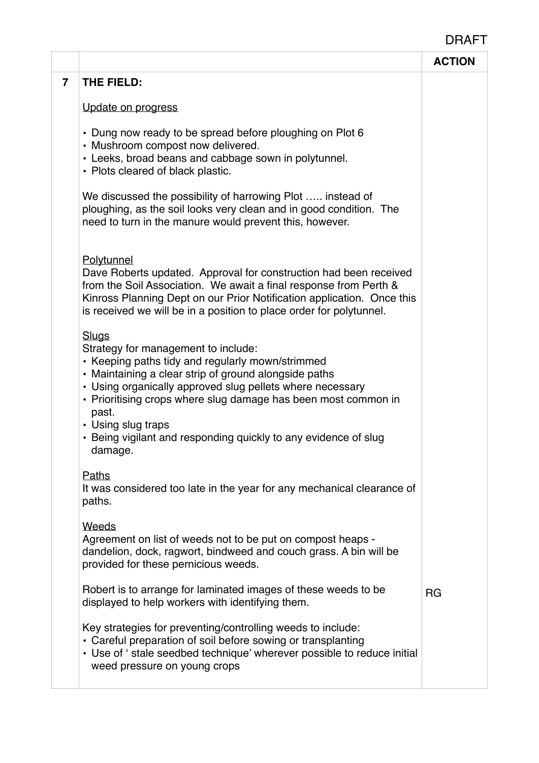DRAFT

| | | ACTION |
|---|---|---|
| 7 | **THE FIELD:**<br><br><u>Update on progress</u><br><br>• Dung now ready to be spread before ploughing on Plot 6<br>• Mushroom compost now delivered.<br>• Leeks, broad beans and cabbage sown in polytunnel.<br>• Plots cleared of black plastic.<br><br>We discussed the possibility of harrowing Plot ….. instead of ploughing, as the soil looks very clean and in good condition. The need to turn in the manure would prevent this, however.<br><br><u>Polytunnel</u><br>Dave Roberts updated. Approval for construction had been received from the Soil Association. We await a final response from Perth & Kinross Planning Dept on our Prior Notification application. Once this is received we will be in a position to place order for polytunnel.<br><br><u>Slugs</u><br>Strategy for management to include:<br>• Keeping paths tidy and regularly mown/strimmed<br>• Maintaining a clear strip of ground alongside paths<br>• Using organically approved slug pellets where necessary<br>• Prioritising crops where slug damage has been most common in past.<br>• Using slug traps<br>• Being vigilant and responding quickly to any evidence of slug damage.<br><br><u>Paths</u><br>It was considered too late in the year for any mechanical clearance of paths.<br><br><u>Weeds</u><br>Agreement on list of weeds not to be put on compost heaps - dandelion, dock, ragwort, bindweed and couch grass. A bin will be provided for these pernicious weeds.<br><br>Robert is to arrange for laminated images of these weeds to be displayed to help workers with identifying them.<br><br>Key strategies for preventing/controlling weeds to include:<br>• Careful preparation of soil before sowing or transplanting<br>• Use of ' stale seedbed technique' wherever possible to reduce initial weed pressure on young crops | <br><br><br><br><br><br><br><br><br><br><br><br><br><br><br><br><br><br><br><br><br><br><br><br><br><br><br><br><br><br><br><br><br>RG |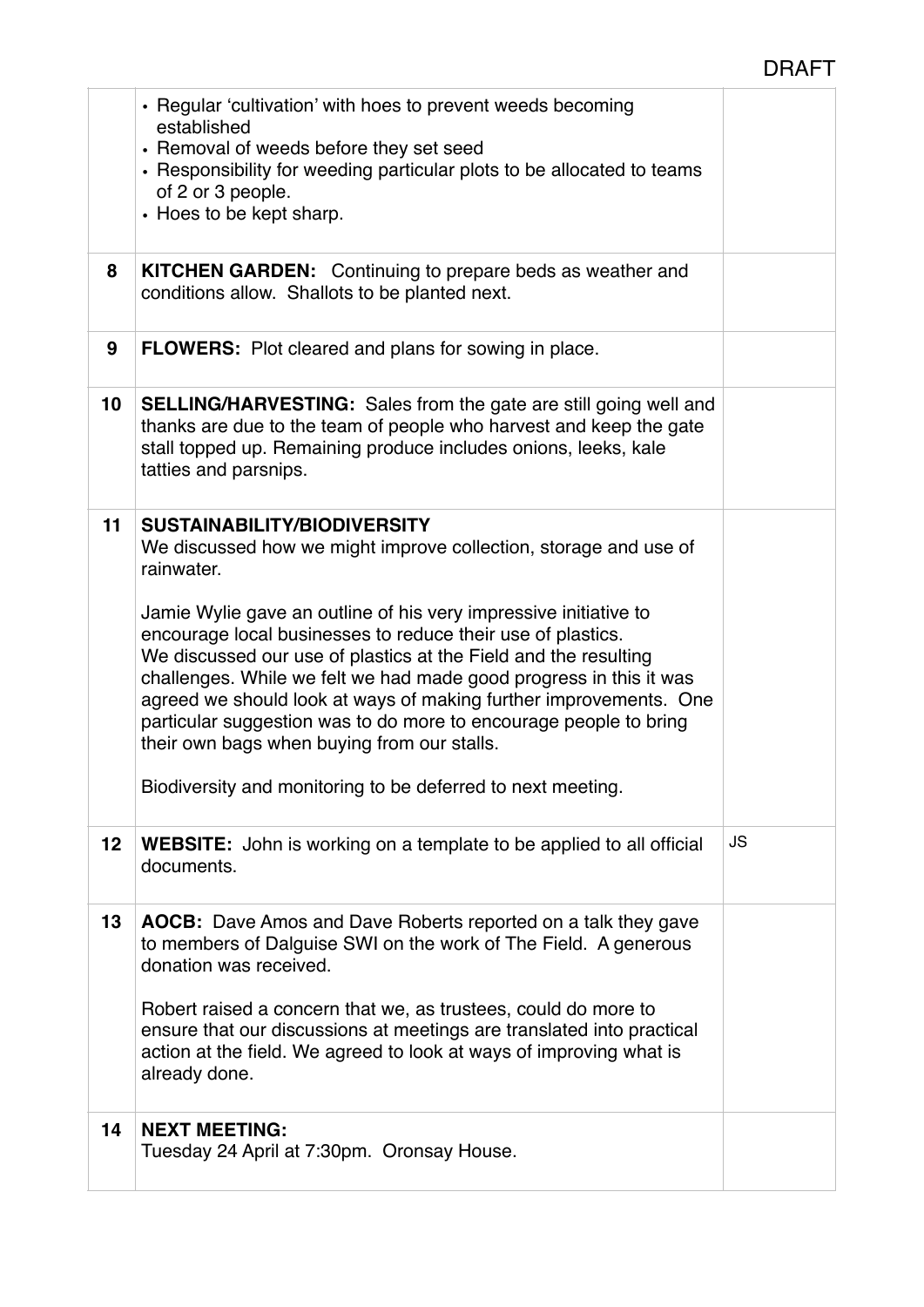DRAFT

| | | |
|---|---|---|
| | • Regular 'cultivation' with hoes to prevent weeds becoming established<br>• Removal of weeds before they set seed<br>• Responsibility for weeding particular plots to be allocated to teams of 2 or 3 people.<br>• Hoes to be kept sharp. | |
| **8** | **KITCHEN GARDEN:** Continuing to prepare beds as weather and conditions allow. Shallots to be planted next. | |
| **9** | **FLOWERS:** Plot cleared and plans for sowing in place. | |
| **10** | **SELLING/HARVESTING:** Sales from the gate are still going well and thanks are due to the team of people who harvest and keep the gate stall topped up. Remaining produce includes onions, leeks, kale tatties and parsnips. | |
| **11** | **SUSTAINABILITY/BIODIVERSITY**<br>We discussed how we might improve collection, storage and use of rainwater.<br><br>Jamie Wylie gave an outline of his very impressive initiative to encourage local businesses to reduce their use of plastics.<br>We discussed our use of plastics at the Field and the resulting challenges. While we felt we had made good progress in this it was agreed we should look at ways of making further improvements. One particular suggestion was to do more to encourage people to bring their own bags when buying from our stalls.<br><br>Biodiversity and monitoring to be deferred to next meeting. | |
| **12** | **WEBSITE:** John is working on a template to be applied to all official documents. | JS |
| **13** | **AOCB:** Dave Amos and Dave Roberts reported on a talk they gave to members of Dalguise SWI on the work of The Field. A generous donation was received.<br><br>Robert raised a concern that we, as trustees, could do more to ensure that our discussions at meetings are translated into practical action at the field. We agreed to look at ways of improving what is already done. | |
| **14** | **NEXT MEETING:**<br>Tuesday 24 April at 7:30pm. Oronsay House. | |